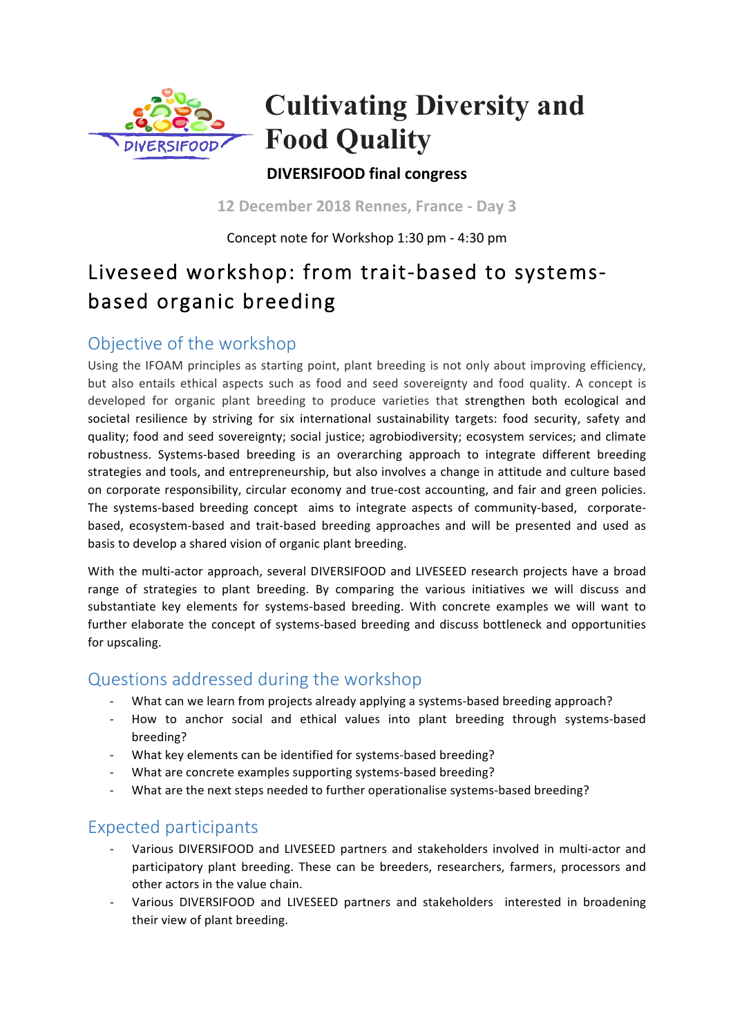# Cultivating Diversity and Food Quality

**DIVERSIFOOD final congress**

**12 December 2018 Rennes, France - Day 3**

Concept note for Workshop 1:30 pm - 4:30 pm

# Liveseed workshop: from trait-based to systems-based organic breeding

## Objective of the workshop

Using the IFOAM principles as starting point, plant breeding is not only about improving efficiency, but also entails ethical aspects such as food and seed sovereignty and food quality. A concept is developed for organic plant breeding to produce varieties that strengthen both ecological and societal resilience by striving for six international sustainability targets: food security, safety and quality; food and seed sovereignty; social justice; agrobiodiversity; ecosystem services; and climate robustness. Systems-based breeding is an overarching approach to integrate different breeding strategies and tools, and entrepreneurship, but also involves a change in attitude and culture based on corporate responsibility, circular economy and true-cost accounting, and fair and green policies. The systems-based breeding concept aims to integrate aspects of community-based, corporate-based, ecosystem-based and trait-based breeding approaches and will be presented and used as basis to develop a shared vision of organic plant breeding.

With the multi-actor approach, several DIVERSIFOOD and LIVESEED research projects have a broad range of strategies to plant breeding. By comparing the various initiatives we will discuss and substantiate key elements for systems-based breeding. With concrete examples we will want to further elaborate the concept of systems-based breeding and discuss bottleneck and opportunities for upscaling.

## Questions addressed during the workshop

- What can we learn from projects already applying a systems-based breeding approach?
- How to anchor social and ethical values into plant breeding through systems-based breeding?
- What key elements can be identified for systems-based breeding?
- What are concrete examples supporting systems-based breeding?
- What are the next steps needed to further operationalise systems-based breeding?

## Expected participants

- Various DIVERSIFOOD and LIVESEED partners and stakeholders involved in multi-actor and participatory plant breeding. These can be breeders, researchers, farmers, processors and other actors in the value chain.
- Various DIVERSIFOOD and LIVESEED partners and stakeholders interested in broadening their view of plant breeding.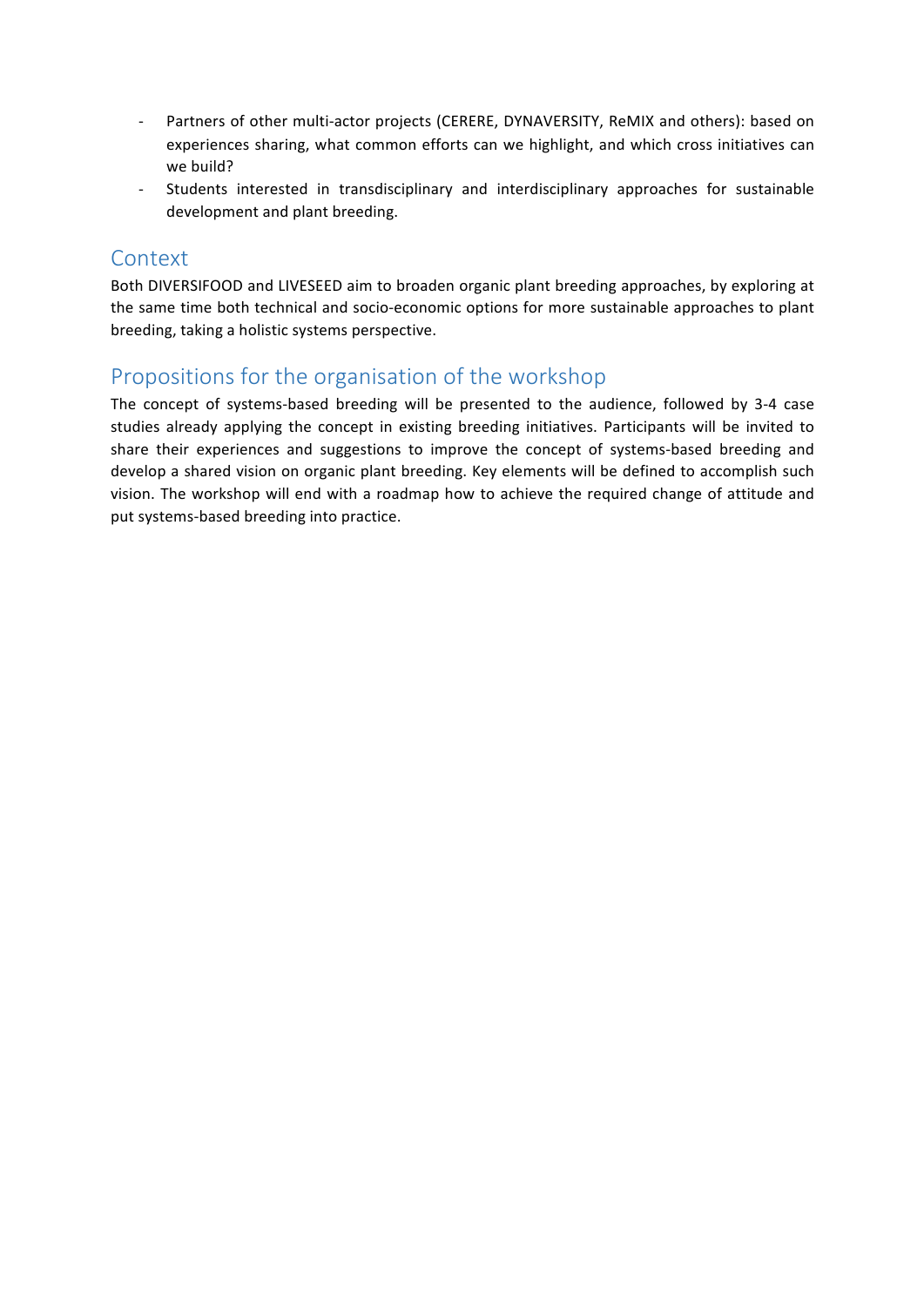- Partners of other multi-actor projects (CERERE, DYNAVERSITY, ReMIX and others): based on experiences sharing, what common efforts can we highlight, and which cross initiatives can we build?
- Students interested in transdisciplinary and interdisciplinary approaches for sustainable development and plant breeding.

## Context

Both DIVERSIFOOD and LIVESEED aim to broaden organic plant breeding approaches, by exploring at the same time both technical and socio-economic options for more sustainable approaches to plant breeding, taking a holistic systems perspective.

## Propositions for the organisation of the workshop

The concept of systems-based breeding will be presented to the audience, followed by 3-4 case studies already applying the concept in existing breeding initiatives. Participants will be invited to share their experiences and suggestions to improve the concept of systems-based breeding and develop a shared vision on organic plant breeding. Key elements will be defined to accomplish such vision. The workshop will end with a roadmap how to achieve the required change of attitude and put systems-based breeding into practice.